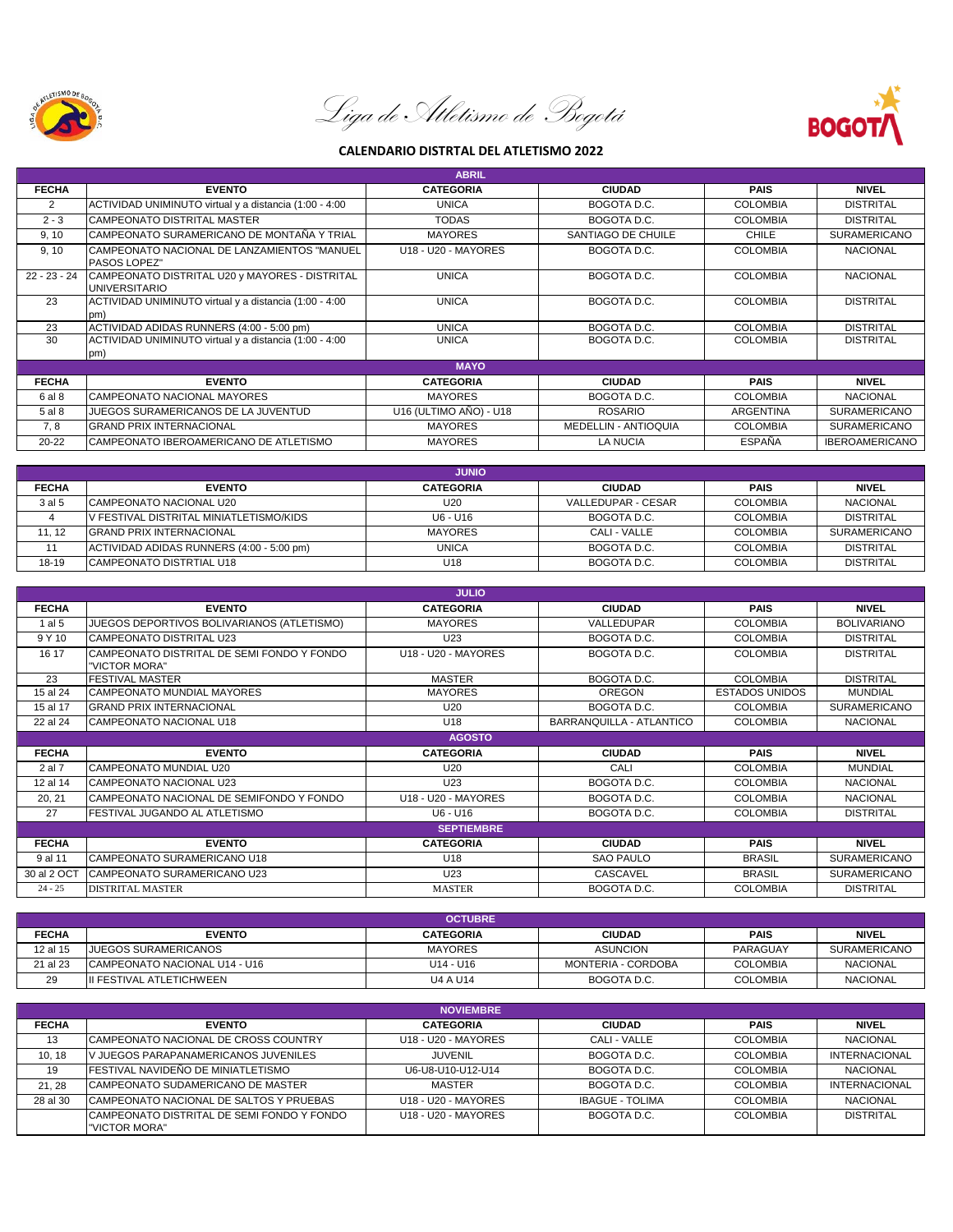*Liga de Atletismo de Bogotá*

## CALENDARIO DISTRTAL DEL ATLETISMO 2022

| ABRIL | | | | | |
|---|---|---|---|---|---|
| **FECHA** | **EVENTO** | **CATEGORIA** | **CIUDAD** | **PAIS** | **NIVEL** |
| 2 | ACTIVIDAD UNIMINUTO virtual y a distancia (1:00 - 4:00 | UNICA | BOGOTA D.C. | COLOMBIA | DISTRITAL |
| 2 - 3 | CAMPEONATO DISTRITAL MASTER | TODAS | BOGOTA D.C. | COLOMBIA | DISTRITAL |
| 9, 10 | CAMPEONATO SURAMERICANO DE MONTAÑA Y TRIAL | MAYORES | SANTIAGO DE CHUILE | CHILE | SURAMERICANO |
| 9, 10 | CAMPEONATO NACIONAL DE LANZAMIENTOS "MANUEL PASOS LOPEZ" | U18 - U20 - MAYORES | BOGOTA D.C. | COLOMBIA | NACIONAL |
| 22 - 23 - 24 | CAMPEONATO DISTRITAL U20 y MAYORES - DISTRITAL UNIVERSITARIO | UNICA | BOGOTA D.C. | COLOMBIA | NACIONAL |
| 23 | ACTIVIDAD UNIMINUTO virtual y a distancia (1:00 - 4:00 pm) | UNICA | BOGOTA D.C. | COLOMBIA | DISTRITAL |
| 23 | ACTIVIDAD ADIDAS RUNNERS (4:00 - 5:00 pm) | UNICA | BOGOTA D.C. | COLOMBIA | DISTRITAL |
| 30 | ACTIVIDAD UNIMINUTO virtual y a distancia (1:00 - 4:00 pm) | UNICA | BOGOTA D.C. | COLOMBIA | DISTRITAL |
| **MAYO** | | | | | |
| **FECHA** | **EVENTO** | **CATEGORIA** | **CIUDAD** | **PAIS** | **NIVEL** |
| 6 al 8 | CAMPEONATO NACIONAL MAYORES | MAYORES | BOGOTA D.C. | COLOMBIA | NACIONAL |
| 5 al 8 | JUEGOS SURAMERICANOS DE LA JUVENTUD | U16 (ULTIMO AÑO) - U18 | ROSARIO | ARGENTINA | SURAMERICANO |
| 7, 8 | GRAND PRIX INTERNACIONAL | MAYORES | MEDELLIN - ANTIOQUIA | COLOMBIA | SURAMERICANO |
| 20-22 | CAMPEONATO IBEROAMERICANO DE ATLETISMO | MAYORES | LA NUCIA | ESPAÑA | IBEROAMERICANO |

| JUNIO | | | | | |
|---|---|---|---|---|---|
| **FECHA** | **EVENTO** | **CATEGORIA** | **CIUDAD** | **PAIS** | **NIVEL** |
| 3 al 5 | CAMPEONATO NACIONAL U20 | U20 | VALLEDUPAR - CESAR | COLOMBIA | NACIONAL |
| 4 | V FESTIVAL DISTRITAL MINIATLETISMO/KIDS | U6 - U16 | BOGOTA D.C. | COLOMBIA | DISTRITAL |
| 11, 12 | GRAND PRIX INTERNACIONAL | MAYORES | CALI - VALLE | COLOMBIA | SURAMERICANO |
| 11 | ACTIVIDAD ADIDAS RUNNERS (4:00 - 5:00 pm) | UNICA | BOGOTA D.C. | COLOMBIA | DISTRITAL |
| 18-19 | CAMPEONATO DISTRTIAL U18 | U18 | BOGOTA D.C. | COLOMBIA | DISTRITAL |

| JULIO | | | | | |
|---|---|---|---|---|---|
| **FECHA** | **EVENTO** | **CATEGORIA** | **CIUDAD** | **PAIS** | **NIVEL** |
| 1 al 5 | JUEGOS DEPORTIVOS BOLIVARIANOS (ATLETISMO) | MAYORES | VALLEDUPAR | COLOMBIA | BOLIVARIANO |
| 9 Y 10 | CAMPEONATO DISTRITAL U23 | U23 | BOGOTA D.C. | COLOMBIA | DISTRITAL |
| 16 17 | CAMPEONATO DISTRITAL DE SEMI FONDO Y FONDO "VICTOR MORA" | U18 - U20 - MAYORES | BOGOTA D.C. | COLOMBIA | DISTRITAL |
| 23 | FESTIVAL MASTER | MASTER | BOGOTA D.C. | COLOMBIA | DISTRITAL |
| 15 al 24 | CAMPEONATO MUNDIAL MAYORES | MAYORES | OREGON | ESTADOS UNIDOS | MUNDIAL |
| 15 al 17 | GRAND PRIX INTERNACIONAL | U20 | BOGOTA D.C. | COLOMBIA | SURAMERICANO |
| 22 al 24 | CAMPEONATO NACIONAL U18 | U18 | BARRANQUILLA - ATLANTICO | COLOMBIA | NACIONAL |
| **AGOSTO** | | | | | |
| **FECHA** | **EVENTO** | **CATEGORIA** | **CIUDAD** | **PAIS** | **NIVEL** |
| 2 al 7 | CAMPEONATO MUNDIAL U20 | U20 | CALI | COLOMBIA | MUNDIAL |
| 12 al 14 | CAMPEONATO NACIONAL U23 | U23 | BOGOTA D.C. | COLOMBIA | NACIONAL |
| 20, 21 | CAMPEONATO NACIONAL DE SEMIFONDO Y FONDO | U18 - U20 - MAYORES | BOGOTA D.C. | COLOMBIA | NACIONAL |
| 27 | FESTIVAL JUGANDO AL ATLETISMO | U6 - U16 | BOGOTA D.C. | COLOMBIA | DISTRITAL |
| **SEPTIEMBRE** | | | | | |
| **FECHA** | **EVENTO** | **CATEGORIA** | **CIUDAD** | **PAIS** | **NIVEL** |
| 9 al 11 | CAMPEONATO SURAMERICANO U18 | U18 | SAO PAULO | BRASIL | SURAMERICANO |
| 30 al 2 OCT | CAMPEONATO SURAMERICANO U23 | U23 | CASCAVEL | BRASIL | SURAMERICANO |
| 24 - 25 | DISTRITAL MASTER | MASTER | BOGOTA D.C. | COLOMBIA | DISTRITAL |

| OCTUBRE | | | | | |
|---|---|---|---|---|---|
| **FECHA** | **EVENTO** | **CATEGORIA** | **CIUDAD** | **PAIS** | **NIVEL** |
| 12 al 15 | JUEGOS SURAMERICANOS | MAYORES | ASUNCION | PARAGUAY | SURAMERICANO |
| 21 al 23 | CAMPEONATO NACIONAL U14 - U16 | U14 - U16 | MONTERIA - CORDOBA | COLOMBIA | NACIONAL |
| 29 | II FESTIVAL ATLETICHWEEN | U4 A U14 | BOGOTA D.C. | COLOMBIA | NACIONAL |

| NOVIEMBRE | | | | | |
|---|---|---|---|---|---|
| **FECHA** | **EVENTO** | **CATEGORIA** | **CIUDAD** | **PAIS** | **NIVEL** |
| 13 | CAMPEONATO NACIONAL DE CROSS COUNTRY | U18 - U20 - MAYORES | CALI - VALLE | COLOMBIA | NACIONAL |
| 10, 18 | V JUEGOS PARAPANAMERICANOS JUVENILES | JUVENIL | BOGOTA D.C. | COLOMBIA | INTERNACIONAL |
| 19 | FESTIVAL NAVIDEÑO DE MINIATLETISMO | U6-U8-U10-U12-U14 | BOGOTA D.C. | COLOMBIA | NACIONAL |
| 21, 28 | CAMPEONATO SUDAMERICANO DE MASTER | MASTER | BOGOTA D.C. | COLOMBIA | INTERNACIONAL |
| 28 al 30 | CAMPEONATO NACIONAL DE SALTOS Y PRUEBAS | U18 - U20 - MAYORES | IBAGUE - TOLIMA | COLOMBIA | NACIONAL |
| | CAMPEONATO DISTRITAL DE SEMI FONDO Y FONDO "VICTOR MORA" | U18 - U20 - MAYORES | BOGOTA D.C. | COLOMBIA | DISTRITAL |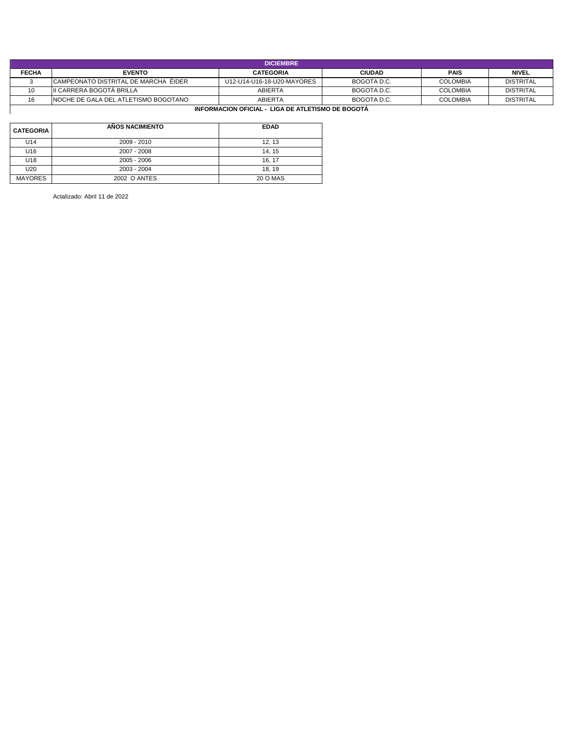| DICIEMBRE | | | | | |
|---|---|---|---|---|---|
| **FECHA** | **EVENTO** | **CATEGORIA** | **CIUDAD** | **PAIS** | **NIVEL** |
| 3 | CAMPEONATO DISTRITAL DE MARCHA ÉIDER | U12-U14-U16-18-U20-MAYORES | BOGOTA D.C. | COLOMBIA | DISTRITAL |
| 10 | II CARRERA BOGOTÁ BRILLA | ABIERTA | BOGOTA D.C. | COLOMBIA | DISTRITAL |
| 16 | NOCHE DE GALA DEL ATLETISMO BOGOTANO | ABIERTA | BOGOTA D.C. | COLOMBIA | DISTRITAL |

**INFORMACION OFICIAL - LIGA DE ATLETISMO DE BOGOTÁ**

| CATEGORIA | AÑOS NACIMIENTO | EDAD |
|---|---|---|
| U14 | 2009 - 2010 | 12, 13 |
| U16 | 2007 - 2008 | 14, 15 |
| U18 | 2005 - 2006 | 16, 17 |
| U20 | 2003 - 2004 | 18, 19 |
| MAYORES | 2002 O ANTES | 20 O MAS |

Actalizado: Abril 11 de 2022